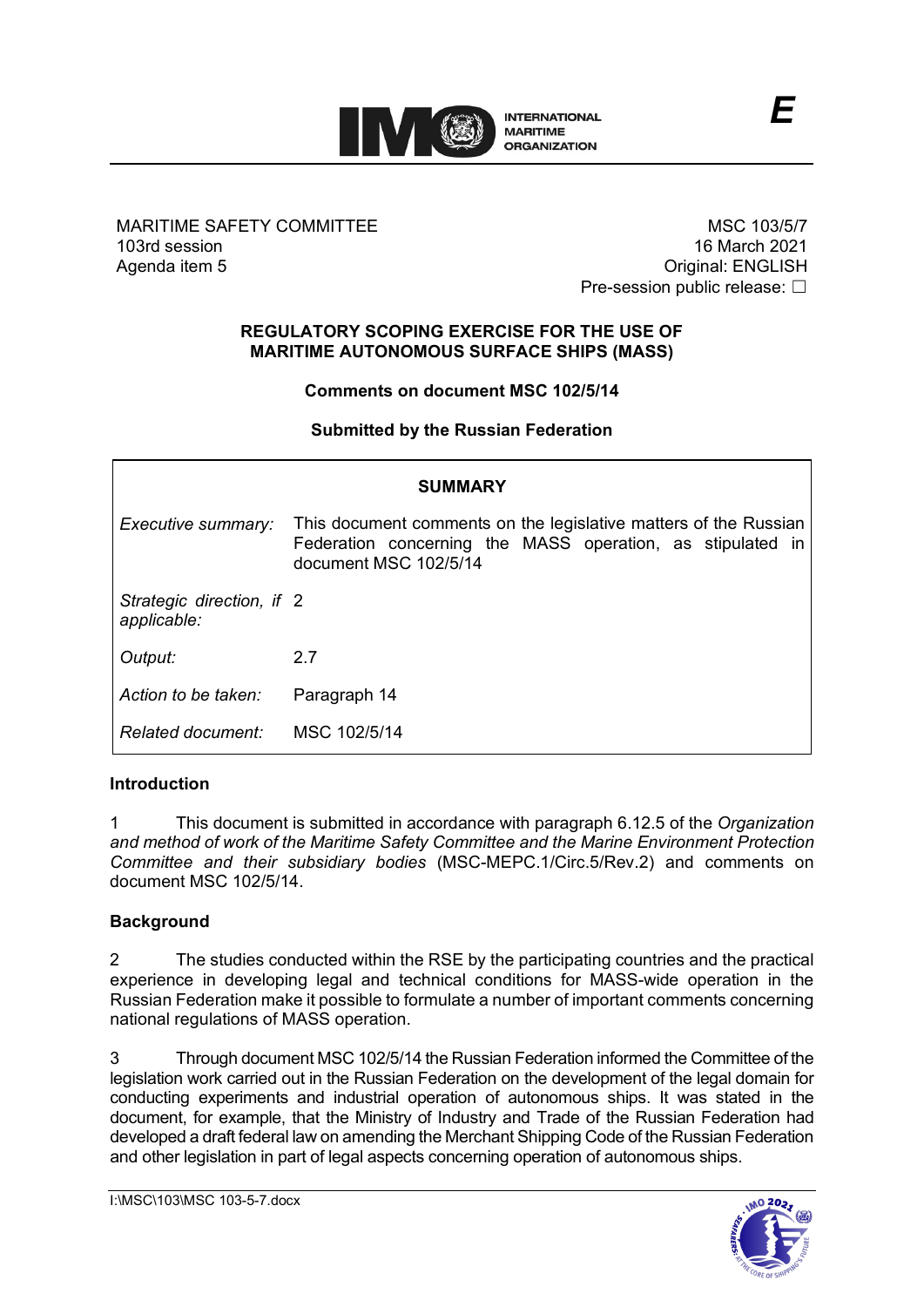E

MARITIME SAFETY COMMITTEE
103rd session
Agenda item 5

MSC 103/5/7
16 March 2021
Original: ENGLISH
Pre-session public release: ☐

**REGULATORY SCOPING EXERCISE FOR THE USE OF MARITIME AUTONOMOUS SURFACE SHIPS (MASS)**

**Comments on document MSC 102/5/14**

**Submitted by the Russian Federation**

| **SUMMARY** | |
|---|---|
| *Executive summary:* | This document comments on the legislative matters of the Russian Federation concerning the MASS operation, as stipulated in document MSC 102/5/14 |
| *Strategic direction, if applicable:* | 2 |
| *Output:* | 2.7 |
| *Action to be taken:* | Paragraph 14 |
| *Related document:* | MSC 102/5/14 |

## Introduction

1 This document is submitted in accordance with paragraph 6.12.5 of the *Organization and method of work of the Maritime Safety Committee and the Marine Environment Protection Committee and their subsidiary bodies* (MSC-MEPC.1/Circ.5/Rev.2) and comments on document MSC 102/5/14.

## Background

2 The studies conducted within the RSE by the participating countries and the practical experience in developing legal and technical conditions for MASS-wide operation in the Russian Federation make it possible to formulate a number of important comments concerning national regulations of MASS operation.

3 Through document MSC 102/5/14 the Russian Federation informed the Committee of the legislation work carried out in the Russian Federation on the development of the legal domain for conducting experiments and industrial operation of autonomous ships. It was stated in the document, for example, that the Ministry of Industry and Trade of the Russian Federation had developed a draft federal law on amending the Merchant Shipping Code of the Russian Federation and other legislation in part of legal aspects concerning operation of autonomous ships.

I:\MSC\103\MSC 103-5-7.docx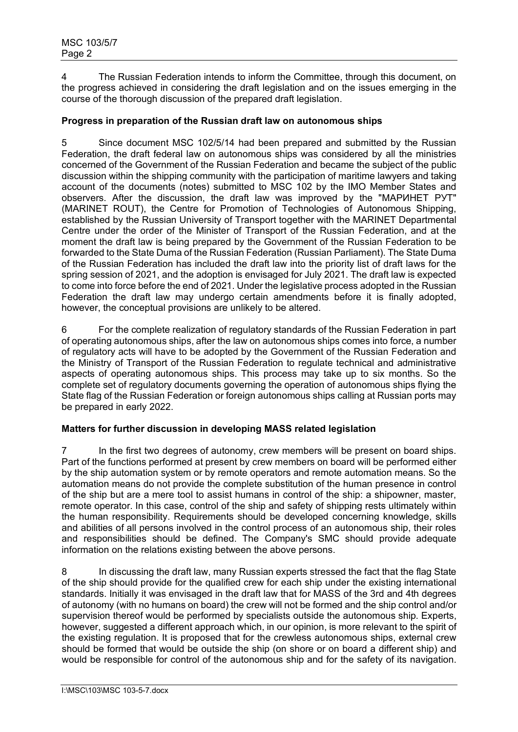4 The Russian Federation intends to inform the Committee, through this document, on the progress achieved in considering the draft legislation and on the issues emerging in the course of the thorough discussion of the prepared draft legislation.

**Progress in preparation of the Russian draft law on autonomous ships**

5 Since document MSC 102/5/14 had been prepared and submitted by the Russian Federation, the draft federal law on autonomous ships was considered by all the ministries concerned of the Government of the Russian Federation and became the subject of the public discussion within the shipping community with the participation of maritime lawyers and taking account of the documents (notes) submitted to MSC 102 by the IMO Member States and observers. After the discussion, the draft law was improved by the "МАРИНЕТ РУТ" (MARINET ROUT), the Centre for Promotion of Technologies of Autonomous Shipping, established by the Russian University of Transport together with the MARINET Departmental Centre under the order of the Minister of Transport of the Russian Federation, and at the moment the draft law is being prepared by the Government of the Russian Federation to be forwarded to the State Duma of the Russian Federation (Russian Parliament). The State Duma of the Russian Federation has included the draft law into the priority list of draft laws for the spring session of 2021, and the adoption is envisaged for July 2021. The draft law is expected to come into force before the end of 2021. Under the legislative process adopted in the Russian Federation the draft law may undergo certain amendments before it is finally adopted, however, the conceptual provisions are unlikely to be altered.

6 For the complete realization of regulatory standards of the Russian Federation in part of operating autonomous ships, after the law on autonomous ships comes into force, a number of regulatory acts will have to be adopted by the Government of the Russian Federation and the Ministry of Transport of the Russian Federation to regulate technical and administrative aspects of operating autonomous ships. This process may take up to six months. So the complete set of regulatory documents governing the operation of autonomous ships flying the State flag of the Russian Federation or foreign autonomous ships calling at Russian ports may be prepared in early 2022.

**Matters for further discussion in developing MASS related legislation**

7 In the first two degrees of autonomy, crew members will be present on board ships. Part of the functions performed at present by crew members on board will be performed either by the ship automation system or by remote operators and remote automation means. So the automation means do not provide the complete substitution of the human presence in control of the ship but are a mere tool to assist humans in control of the ship: a shipowner, master, remote operator. In this case, control of the ship and safety of shipping rests ultimately within the human responsibility. Requirements should be developed concerning knowledge, skills and abilities of all persons involved in the control process of an autonomous ship, their roles and responsibilities should be defined. The Company's SMC should provide adequate information on the relations existing between the above persons.

8 In discussing the draft law, many Russian experts stressed the fact that the flag State of the ship should provide for the qualified crew for each ship under the existing international standards. Initially it was envisaged in the draft law that for MASS of the 3rd and 4th degrees of autonomy (with no humans on board) the crew will not be formed and the ship control and/or supervision thereof would be performed by specialists outside the autonomous ship. Experts, however, suggested a different approach which, in our opinion, is more relevant to the spirit of the existing regulation. It is proposed that for the crewless autonomous ships, external crew should be formed that would be outside the ship (on shore or on board a different ship) and would be responsible for control of the autonomous ship and for the safety of its navigation.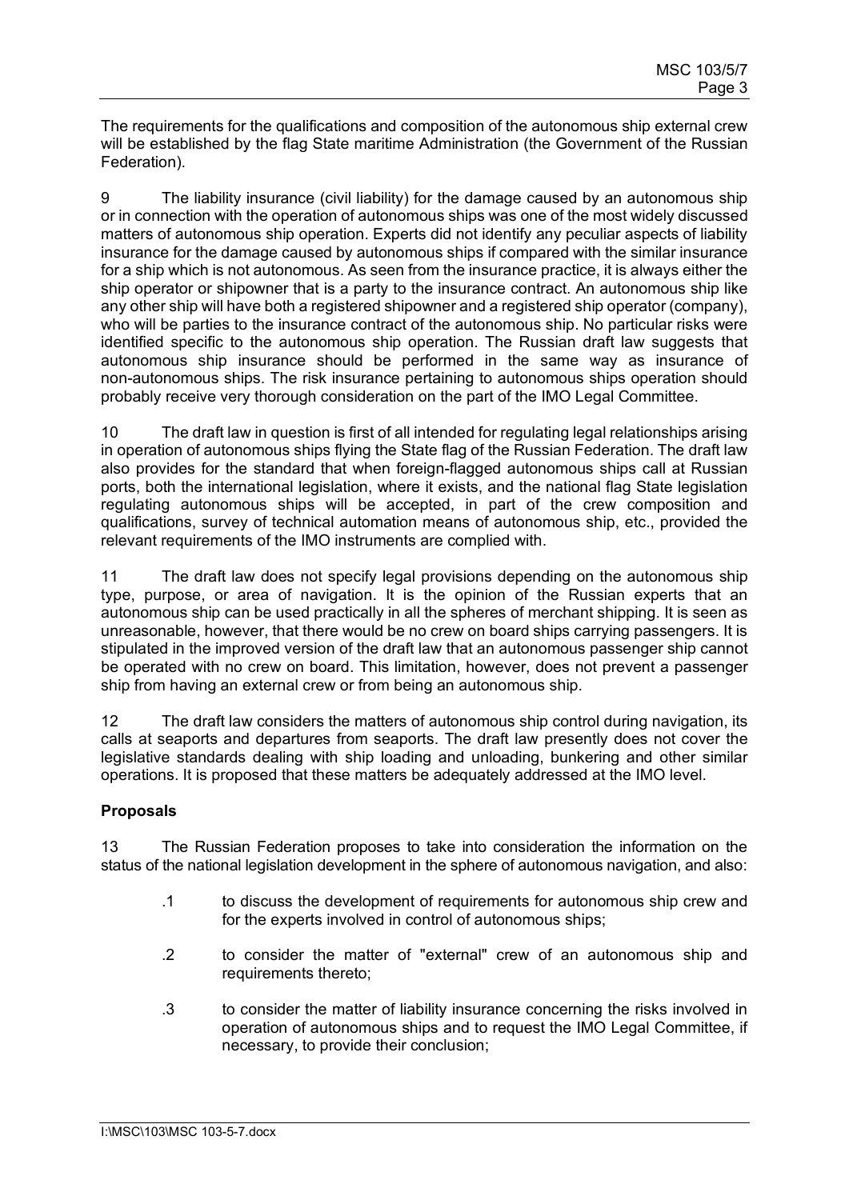The requirements for the qualifications and composition of the autonomous ship external crew will be established by the flag State maritime Administration (the Government of the Russian Federation).

9 The liability insurance (civil liability) for the damage caused by an autonomous ship or in connection with the operation of autonomous ships was one of the most widely discussed matters of autonomous ship operation. Experts did not identify any peculiar aspects of liability insurance for the damage caused by autonomous ships if compared with the similar insurance for a ship which is not autonomous. As seen from the insurance practice, it is always either the ship operator or shipowner that is a party to the insurance contract. An autonomous ship like any other ship will have both a registered shipowner and a registered ship operator (company), who will be parties to the insurance contract of the autonomous ship. No particular risks were identified specific to the autonomous ship operation. The Russian draft law suggests that autonomous ship insurance should be performed in the same way as insurance of non-autonomous ships. The risk insurance pertaining to autonomous ships operation should probably receive very thorough consideration on the part of the IMO Legal Committee.

10 The draft law in question is first of all intended for regulating legal relationships arising in operation of autonomous ships flying the State flag of the Russian Federation. The draft law also provides for the standard that when foreign-flagged autonomous ships call at Russian ports, both the international legislation, where it exists, and the national flag State legislation regulating autonomous ships will be accepted, in part of the crew composition and qualifications, survey of technical automation means of autonomous ship, etc., provided the relevant requirements of the IMO instruments are complied with.

11 The draft law does not specify legal provisions depending on the autonomous ship type, purpose, or area of navigation. It is the opinion of the Russian experts that an autonomous ship can be used practically in all the spheres of merchant shipping. It is seen as unreasonable, however, that there would be no crew on board ships carrying passengers. It is stipulated in the improved version of the draft law that an autonomous passenger ship cannot be operated with no crew on board. This limitation, however, does not prevent a passenger ship from having an external crew or from being an autonomous ship.

12 The draft law considers the matters of autonomous ship control during navigation, its calls at seaports and departures from seaports. The draft law presently does not cover the legislative standards dealing with ship loading and unloading, bunkering and other similar operations. It is proposed that these matters be adequately addressed at the IMO level.

**Proposals**

13 The Russian Federation proposes to take into consideration the information on the status of the national legislation development in the sphere of autonomous navigation, and also:

.1 to discuss the development of requirements for autonomous ship crew and for the experts involved in control of autonomous ships;

.2 to consider the matter of "external" crew of an autonomous ship and requirements thereto;

.3 to consider the matter of liability insurance concerning the risks involved in operation of autonomous ships and to request the IMO Legal Committee, if necessary, to provide their conclusion;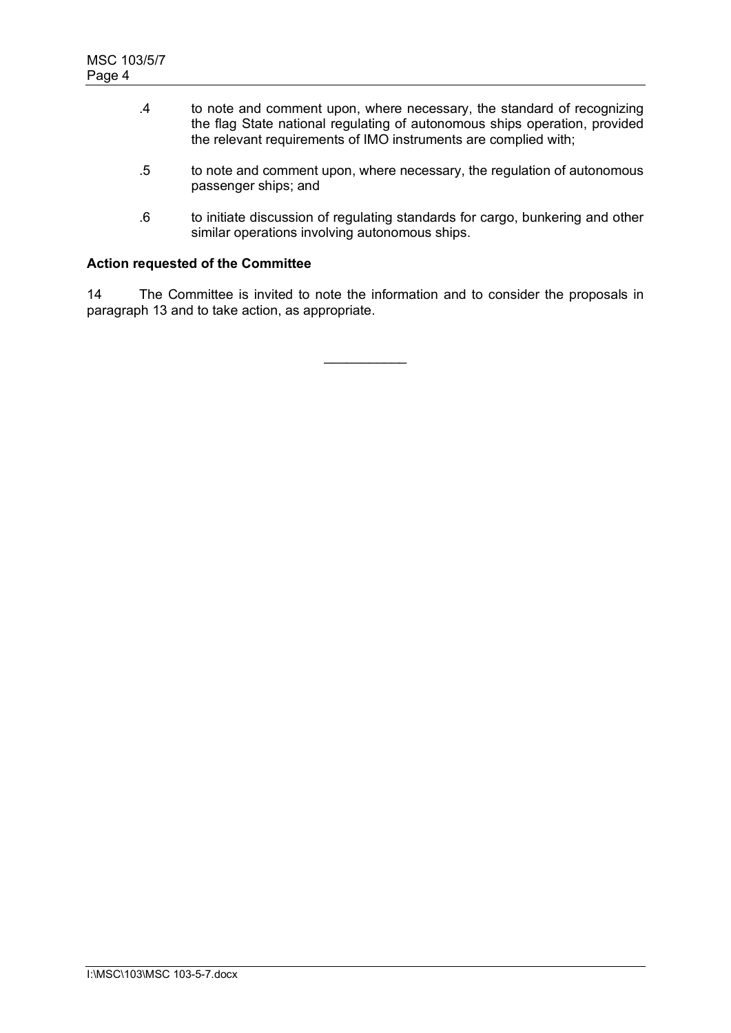.4 to note and comment upon, where necessary, the standard of recognizing the flag State national regulating of autonomous ships operation, provided the relevant requirements of IMO instruments are complied with;

.5 to note and comment upon, where necessary, the regulation of autonomous passenger ships; and

.6 to initiate discussion of regulating standards for cargo, bunkering and other similar operations involving autonomous ships.

**Action requested of the Committee**

14 The Committee is invited to note the information and to consider the proposals in paragraph 13 and to take action, as appropriate.

___________